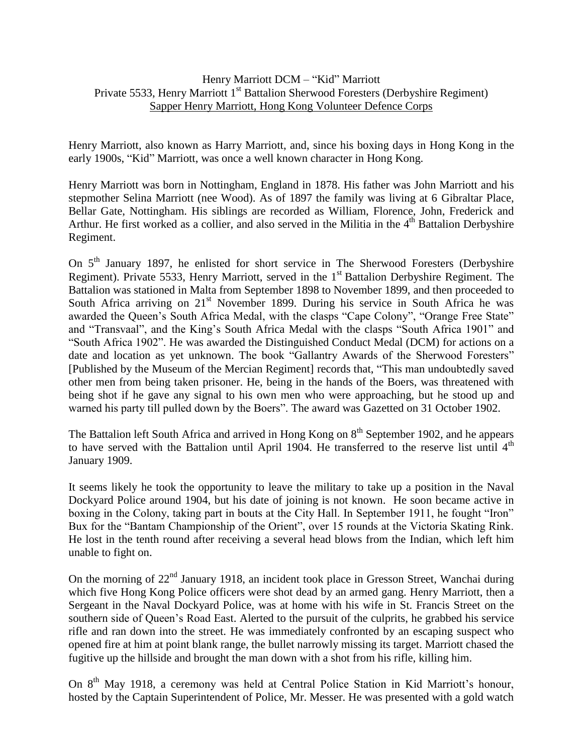Henry Marriott DCM – "Kid" Marriott

Private 5533, Henry Marriott 1st Battalion Sherwood Foresters (Derbyshire Regiment)

Sapper Henry Marriott, Hong Kong Volunteer Defence Corps

Henry Marriott, also known as Harry Marriott, and, since his boxing days in Hong Kong in the early 1900s, "Kid" Marriott, was once a well known character in Hong Kong.

Henry Marriott was born in Nottingham, England in 1878. His father was John Marriott and his stepmother Selina Marriott (nee Wood). As of 1897 the family was living at 6 Gibraltar Place, Bellar Gate, Nottingham. His siblings are recorded as William, Florence, John, Frederick and Arthur. He first worked as a collier, and also served in the Militia in the 4th Battalion Derbyshire Regiment.

On 5th January 1897, he enlisted for short service in The Sherwood Foresters (Derbyshire Regiment). Private 5533, Henry Marriott, served in the 1st Battalion Derbyshire Regiment. The Battalion was stationed in Malta from September 1898 to November 1899, and then proceeded to South Africa arriving on 21st November 1899. During his service in South Africa he was awarded the Queen's South Africa Medal, with the clasps "Cape Colony", "Orange Free State" and "Transvaal", and the King's South Africa Medal with the clasps "South Africa 1901" and "South Africa 1902". He was awarded the Distinguished Conduct Medal (DCM) for actions on a date and location as yet unknown. The book "Gallantry Awards of the Sherwood Foresters" [Published by the Museum of the Mercian Regiment] records that, "This man undoubtedly saved other men from being taken prisoner. He, being in the hands of the Boers, was threatened with being shot if he gave any signal to his own men who were approaching, but he stood up and warned his party till pulled down by the Boers". The award was Gazetted on 31 October 1902.

The Battalion left South Africa and arrived in Hong Kong on 8th September 1902, and he appears to have served with the Battalion until April 1904. He transferred to the reserve list until 4th January 1909.

It seems likely he took the opportunity to leave the military to take up a position in the Naval Dockyard Police around 1904, but his date of joining is not known. He soon became active in boxing in the Colony, taking part in bouts at the City Hall. In September 1911, he fought "Iron" Bux for the "Bantam Championship of the Orient", over 15 rounds at the Victoria Skating Rink. He lost in the tenth round after receiving a several head blows from the Indian, which left him unable to fight on.

On the morning of 22nd January 1918, an incident took place in Gresson Street, Wanchai during which five Hong Kong Police officers were shot dead by an armed gang. Henry Marriott, then a Sergeant in the Naval Dockyard Police, was at home with his wife in St. Francis Street on the southern side of Queen's Road East. Alerted to the pursuit of the culprits, he grabbed his service rifle and ran down into the street. He was immediately confronted by an escaping suspect who opened fire at him at point blank range, the bullet narrowly missing its target. Marriott chased the fugitive up the hillside and brought the man down with a shot from his rifle, killing him.

On 8th May 1918, a ceremony was held at Central Police Station in Kid Marriott's honour, hosted by the Captain Superintendent of Police, Mr. Messer. He was presented with a gold watch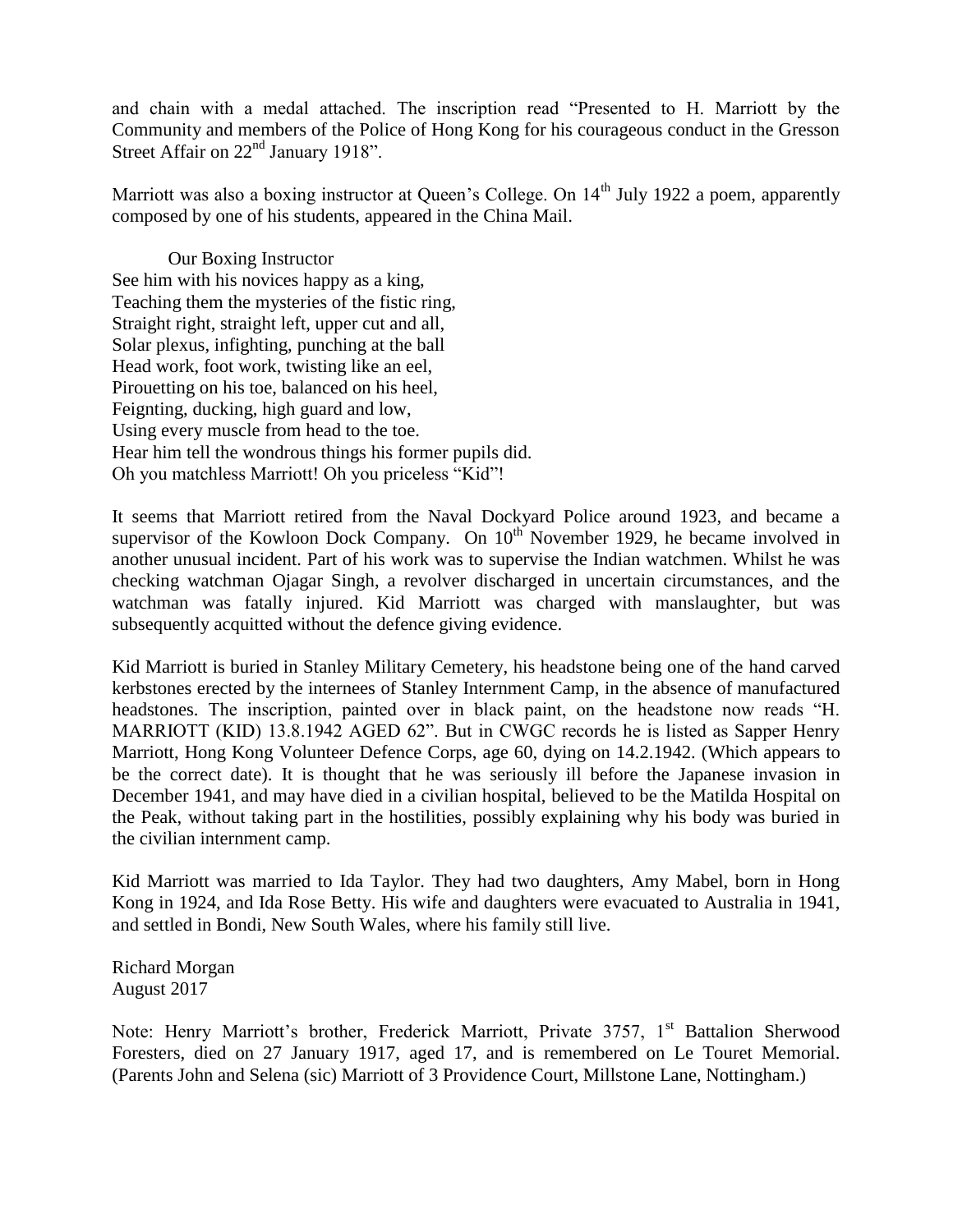and chain with a medal attached. The inscription read "Presented to H. Marriott by the Community and members of the Police of Hong Kong for his courageous conduct in the Gresson Street Affair on 22nd January 1918".

Marriott was also a boxing instructor at Queen's College. On 14th July 1922 a poem, apparently composed by one of his students, appeared in the China Mail.

Our Boxing Instructor

See him with his novices happy as a king,  
Teaching them the mysteries of the fistic ring,  
Straight right, straight left, upper cut and all,  
Solar plexus, infighting, punching at the ball  
Head work, foot work, twisting like an eel,  
Pirouetting on his toe, balanced on his heel,  
Feignting, ducking, high guard and low,  
Using every muscle from head to the toe.  
Hear him tell the wondrous things his former pupils did.  
Oh you matchless Marriott! Oh you priceless "Kid"!

It seems that Marriott retired from the Naval Dockyard Police around 1923, and became a supervisor of the Kowloon Dock Company. On 10th November 1929, he became involved in another unusual incident. Part of his work was to supervise the Indian watchmen. Whilst he was checking watchman Ojagar Singh, a revolver discharged in uncertain circumstances, and the watchman was fatally injured. Kid Marriott was charged with manslaughter, but was subsequently acquitted without the defence giving evidence.

Kid Marriott is buried in Stanley Military Cemetery, his headstone being one of the hand carved kerbstones erected by the internees of Stanley Internment Camp, in the absence of manufactured headstones. The inscription, painted over in black paint, on the headstone now reads "H. MARRIOTT (KID) 13.8.1942 AGED 62". But in CWGC records he is listed as Sapper Henry Marriott, Hong Kong Volunteer Defence Corps, age 60, dying on 14.2.1942. (Which appears to be the correct date). It is thought that he was seriously ill before the Japanese invasion in December 1941, and may have died in a civilian hospital, believed to be the Matilda Hospital on the Peak, without taking part in the hostilities, possibly explaining why his body was buried in the civilian internment camp.

Kid Marriott was married to Ida Taylor. They had two daughters, Amy Mabel, born in Hong Kong in 1924, and Ida Rose Betty. His wife and daughters were evacuated to Australia in 1941, and settled in Bondi, New South Wales, where his family still live.

Richard Morgan  
August 2017

Note: Henry Marriott's brother, Frederick Marriott, Private 3757, 1st Battalion Sherwood Foresters, died on 27 January 1917, aged 17, and is remembered on Le Touret Memorial. (Parents John and Selena (sic) Marriott of 3 Providence Court, Millstone Lane, Nottingham.)